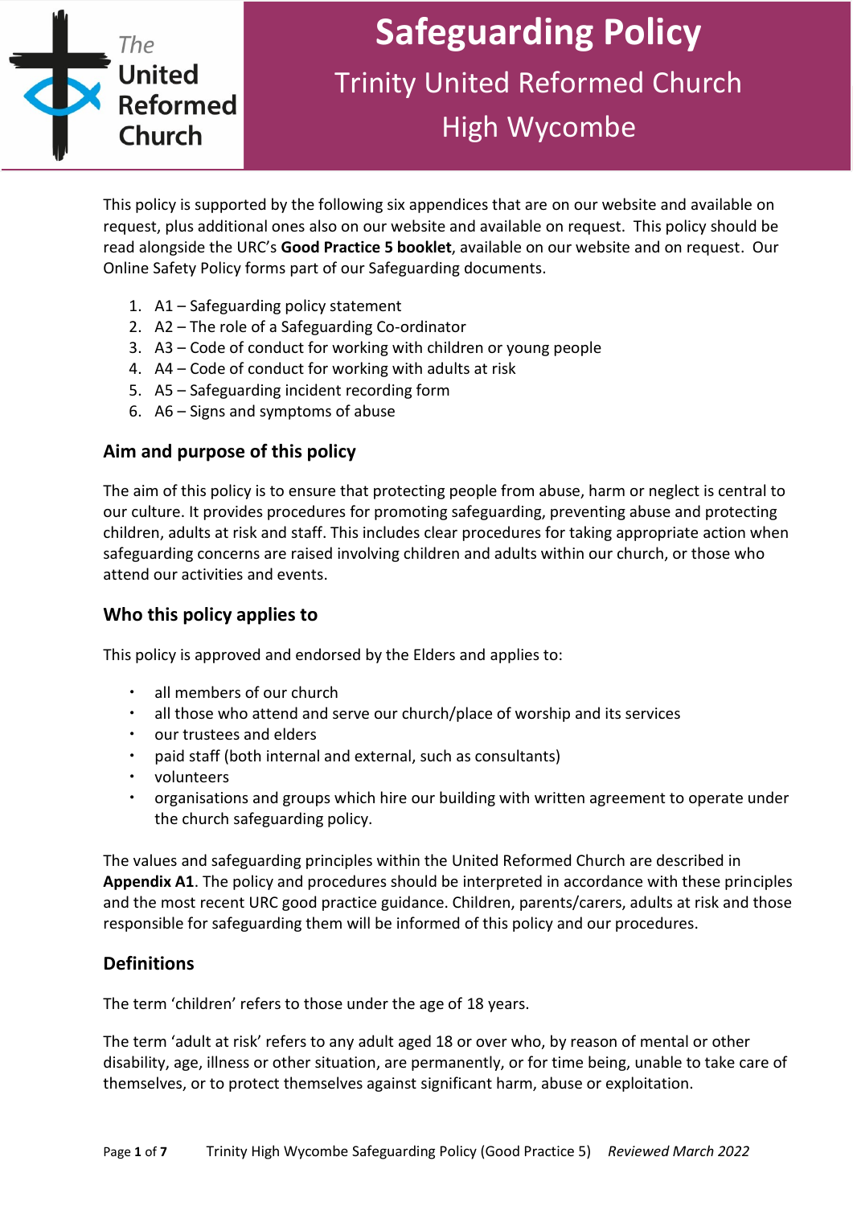The United Reformed Church

# Safeguarding Policy

## Trinity United Reformed Church High Wycombe

This policy is supported by the following six appendices that are on our website and available on request, plus additional ones also on our website and available on request. This policy should be read alongside the URC's **Good Practice 5 booklet**, available on our website and on request. Our Online Safety Policy forms part of our Safeguarding documents.

1. A1 – Safeguarding policy statement
2. A2 – The role of a Safeguarding Co-ordinator
3. A3 – Code of conduct for working with children or young people
4. A4 – Code of conduct for working with adults at risk
5. A5 – Safeguarding incident recording form
6. A6 – Signs and symptoms of abuse

### Aim and purpose of this policy

The aim of this policy is to ensure that protecting people from abuse, harm or neglect is central to our culture. It provides procedures for promoting safeguarding, preventing abuse and protecting children, adults at risk and staff. This includes clear procedures for taking appropriate action when safeguarding concerns are raised involving children and adults within our church, or those who attend our activities and events.

### Who this policy applies to

This policy is approved and endorsed by the Elders and applies to:

- all members of our church
- all those who attend and serve our church/place of worship and its services
- our trustees and elders
- paid staff (both internal and external, such as consultants)
- volunteers
- organisations and groups which hire our building with written agreement to operate under the church safeguarding policy.

The values and safeguarding principles within the United Reformed Church are described in **Appendix A1**. The policy and procedures should be interpreted in accordance with these principles and the most recent URC good practice guidance. Children, parents/carers, adults at risk and those responsible for safeguarding them will be informed of this policy and our procedures.

### Definitions

The term 'children' refers to those under the age of 18 years.

The term 'adult at risk' refers to any adult aged 18 or over who, by reason of mental or other disability, age, illness or other situation, are permanently, or for time being, unable to take care of themselves, or to protect themselves against significant harm, abuse or exploitation.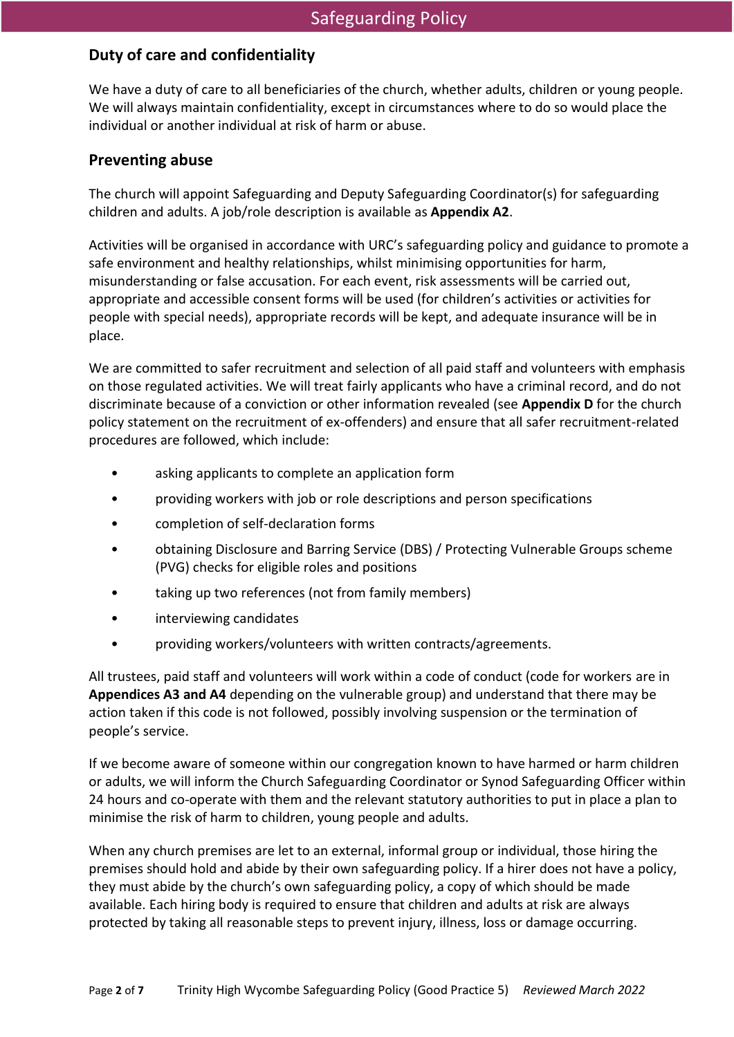## Duty of care and confidentiality

We have a duty of care to all beneficiaries of the church, whether adults, children or young people. We will always maintain confidentiality, except in circumstances where to do so would place the individual or another individual at risk of harm or abuse.

## Preventing abuse

The church will appoint Safeguarding and Deputy Safeguarding Coordinator(s) for safeguarding children and adults. A job/role description is available as **Appendix A2**.

Activities will be organised in accordance with URC's safeguarding policy and guidance to promote a safe environment and healthy relationships, whilst minimising opportunities for harm, misunderstanding or false accusation. For each event, risk assessments will be carried out, appropriate and accessible consent forms will be used (for children's activities or activities for people with special needs), appropriate records will be kept, and adequate insurance will be in place.

We are committed to safer recruitment and selection of all paid staff and volunteers with emphasis on those regulated activities. We will treat fairly applicants who have a criminal record, and do not discriminate because of a conviction or other information revealed (see **Appendix D** for the church policy statement on the recruitment of ex-offenders) and ensure that all safer recruitment-related procedures are followed, which include:

- asking applicants to complete an application form
- providing workers with job or role descriptions and person specifications
- completion of self-declaration forms
- obtaining Disclosure and Barring Service (DBS) / Protecting Vulnerable Groups scheme (PVG) checks for eligible roles and positions
- taking up two references (not from family members)
- interviewing candidates
- providing workers/volunteers with written contracts/agreements.

All trustees, paid staff and volunteers will work within a code of conduct (code for workers are in **Appendices A3 and A4** depending on the vulnerable group) and understand that there may be action taken if this code is not followed, possibly involving suspension or the termination of people's service.

If we become aware of someone within our congregation known to have harmed or harm children or adults, we will inform the Church Safeguarding Coordinator or Synod Safeguarding Officer within 24 hours and co-operate with them and the relevant statutory authorities to put in place a plan to minimise the risk of harm to children, young people and adults.

When any church premises are let to an external, informal group or individual, those hiring the premises should hold and abide by their own safeguarding policy. If a hirer does not have a policy, they must abide by the church's own safeguarding policy, a copy of which should be made available. Each hiring body is required to ensure that children and adults at risk are always protected by taking all reasonable steps to prevent injury, illness, loss or damage occurring.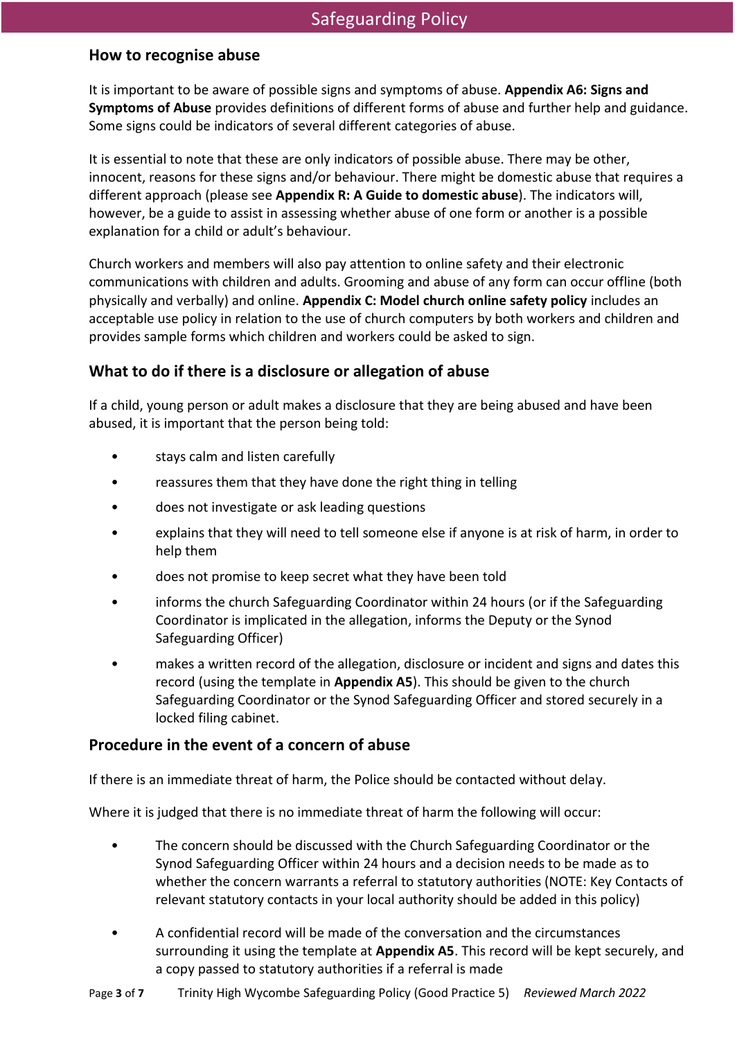## How to recognise abuse

It is important to be aware of possible signs and symptoms of abuse. **Appendix A6: Signs and Symptoms of Abuse** provides definitions of different forms of abuse and further help and guidance. Some signs could be indicators of several different categories of abuse.

It is essential to note that these are only indicators of possible abuse. There may be other, innocent, reasons for these signs and/or behaviour. There might be domestic abuse that requires a different approach (please see **Appendix R: A Guide to domestic abuse**). The indicators will, however, be a guide to assist in assessing whether abuse of one form or another is a possible explanation for a child or adult's behaviour.

Church workers and members will also pay attention to online safety and their electronic communications with children and adults. Grooming and abuse of any form can occur offline (both physically and verbally) and online. **Appendix C: Model church online safety policy** includes an acceptable use policy in relation to the use of church computers by both workers and children and provides sample forms which children and workers could be asked to sign.

## What to do if there is a disclosure or allegation of abuse

If a child, young person or adult makes a disclosure that they are being abused and have been abused, it is important that the person being told:

- stays calm and listen carefully
- reassures them that they have done the right thing in telling
- does not investigate or ask leading questions
- explains that they will need to tell someone else if anyone is at risk of harm, in order to help them
- does not promise to keep secret what they have been told
- informs the church Safeguarding Coordinator within 24 hours (or if the Safeguarding Coordinator is implicated in the allegation, informs the Deputy or the Synod Safeguarding Officer)
- makes a written record of the allegation, disclosure or incident and signs and dates this record (using the template in **Appendix A5**). This should be given to the church Safeguarding Coordinator or the Synod Safeguarding Officer and stored securely in a locked filing cabinet.

## Procedure in the event of a concern of abuse

If there is an immediate threat of harm, the Police should be contacted without delay.

Where it is judged that there is no immediate threat of harm the following will occur:

- The concern should be discussed with the Church Safeguarding Coordinator or the Synod Safeguarding Officer within 24 hours and a decision needs to be made as to whether the concern warrants a referral to statutory authorities (NOTE: Key Contacts of relevant statutory contacts in your local authority should be added in this policy)
- A confidential record will be made of the conversation and the circumstances surrounding it using the template at **Appendix A5**. This record will be kept securely, and a copy passed to statutory authorities if a referral is made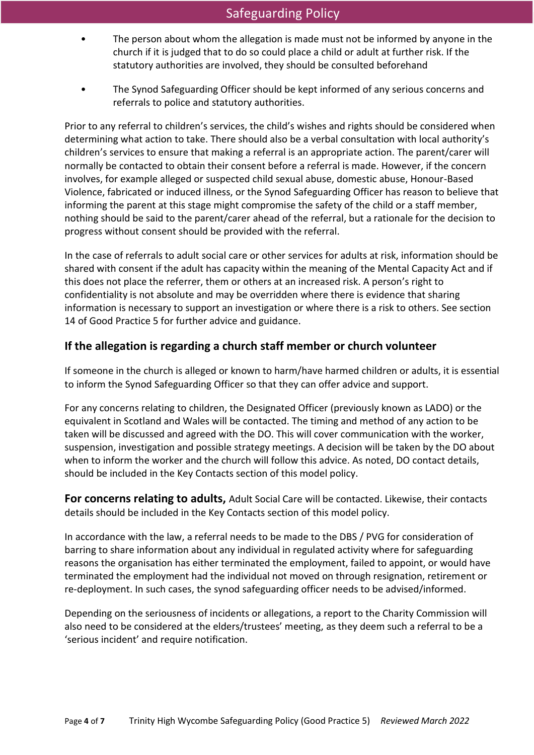- The person about whom the allegation is made must not be informed by anyone in the church if it is judged that to do so could place a child or adult at further risk. If the statutory authorities are involved, they should be consulted beforehand
- The Synod Safeguarding Officer should be kept informed of any serious concerns and referrals to police and statutory authorities.

Prior to any referral to children's services, the child's wishes and rights should be considered when determining what action to take. There should also be a verbal consultation with local authority's children's services to ensure that making a referral is an appropriate action. The parent/carer will normally be contacted to obtain their consent before a referral is made. However, if the concern involves, for example alleged or suspected child sexual abuse, domestic abuse, Honour-Based Violence, fabricated or induced illness, or the Synod Safeguarding Officer has reason to believe that informing the parent at this stage might compromise the safety of the child or a staff member, nothing should be said to the parent/carer ahead of the referral, but a rationale for the decision to progress without consent should be provided with the referral.

In the case of referrals to adult social care or other services for adults at risk, information should be shared with consent if the adult has capacity within the meaning of the Mental Capacity Act and if this does not place the referrer, them or others at an increased risk. A person's right to confidentiality is not absolute and may be overridden where there is evidence that sharing information is necessary to support an investigation or where there is a risk to others. See section 14 of Good Practice 5 for further advice and guidance.

## If the allegation is regarding a church staff member or church volunteer

If someone in the church is alleged or known to harm/have harmed children or adults, it is essential to inform the Synod Safeguarding Officer so that they can offer advice and support.

For any concerns relating to children, the Designated Officer (previously known as LADO) or the equivalent in Scotland and Wales will be contacted. The timing and method of any action to be taken will be discussed and agreed with the DO. This will cover communication with the worker, suspension, investigation and possible strategy meetings. A decision will be taken by the DO about when to inform the worker and the church will follow this advice. As noted, DO contact details, should be included in the Key Contacts section of this model policy.

**For concerns relating to adults,** Adult Social Care will be contacted. Likewise, their contacts details should be included in the Key Contacts section of this model policy.

In accordance with the law, a referral needs to be made to the DBS / PVG for consideration of barring to share information about any individual in regulated activity where for safeguarding reasons the organisation has either terminated the employment, failed to appoint, or would have terminated the employment had the individual not moved on through resignation, retirement or re-deployment. In such cases, the synod safeguarding officer needs to be advised/informed.

Depending on the seriousness of incidents or allegations, a report to the Charity Commission will also need to be considered at the elders/trustees' meeting, as they deem such a referral to be a 'serious incident' and require notification.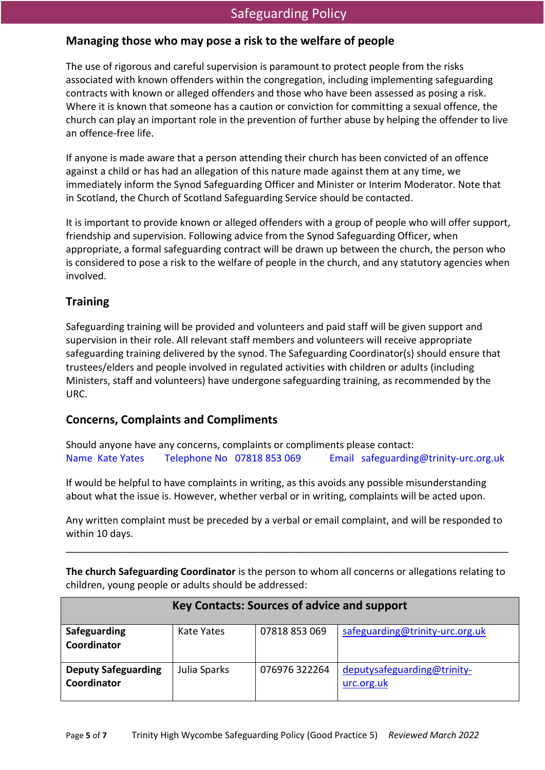## Managing those who may pose a risk to the welfare of people

The use of rigorous and careful supervision is paramount to protect people from the risks associated with known offenders within the congregation, including implementing safeguarding contracts with known or alleged offenders and those who have been assessed as posing a risk. Where it is known that someone has a caution or conviction for committing a sexual offence, the church can play an important role in the prevention of further abuse by helping the offender to live an offence-free life.

If anyone is made aware that a person attending their church has been convicted of an offence against a child or has had an allegation of this nature made against them at any time, we immediately inform the Synod Safeguarding Officer and Minister or Interim Moderator. Note that in Scotland, the Church of Scotland Safeguarding Service should be contacted.

It is important to provide known or alleged offenders with a group of people who will offer support, friendship and supervision. Following advice from the Synod Safeguarding Officer, when appropriate, a formal safeguarding contract will be drawn up between the church, the person who is considered to pose a risk to the welfare of people in the church, and any statutory agencies when involved.

## Training

Safeguarding training will be provided and volunteers and paid staff will be given support and supervision in their role. All relevant staff members and volunteers will receive appropriate safeguarding training delivered by the synod. The Safeguarding Coordinator(s) should ensure that trustees/elders and people involved in regulated activities with children or adults (including Ministers, staff and volunteers) have undergone safeguarding training, as recommended by the URC.

## Concerns, Complaints and Compliments

Should anyone have any concerns, complaints or compliments please contact:
Name Kate Yates    Telephone No 07818 853 069    Email safeguarding@trinity-urc.org.uk

If would be helpful to have complaints in writing, as this avoids any possible misunderstanding about what the issue is. However, whether verbal or in writing, complaints will be acted upon.

Any written complaint must be preceded by a verbal or email complaint, and will be responded to within 10 days.

---

**The church Safeguarding Coordinator** is the person to whom all concerns or allegations relating to children, young people or adults should be addressed:

| Key Contacts: Sources of advice and support | | | |
|---|---|---|---|
| **Safeguarding Coordinator** | Kate Yates | 07818 853 069 | safeguarding@trinity-urc.org.uk |
| **Deputy Safeguarding Coordinator** | Julia Sparks | 076976 322264 | deputysafeguarding@trinity-urc.org.uk |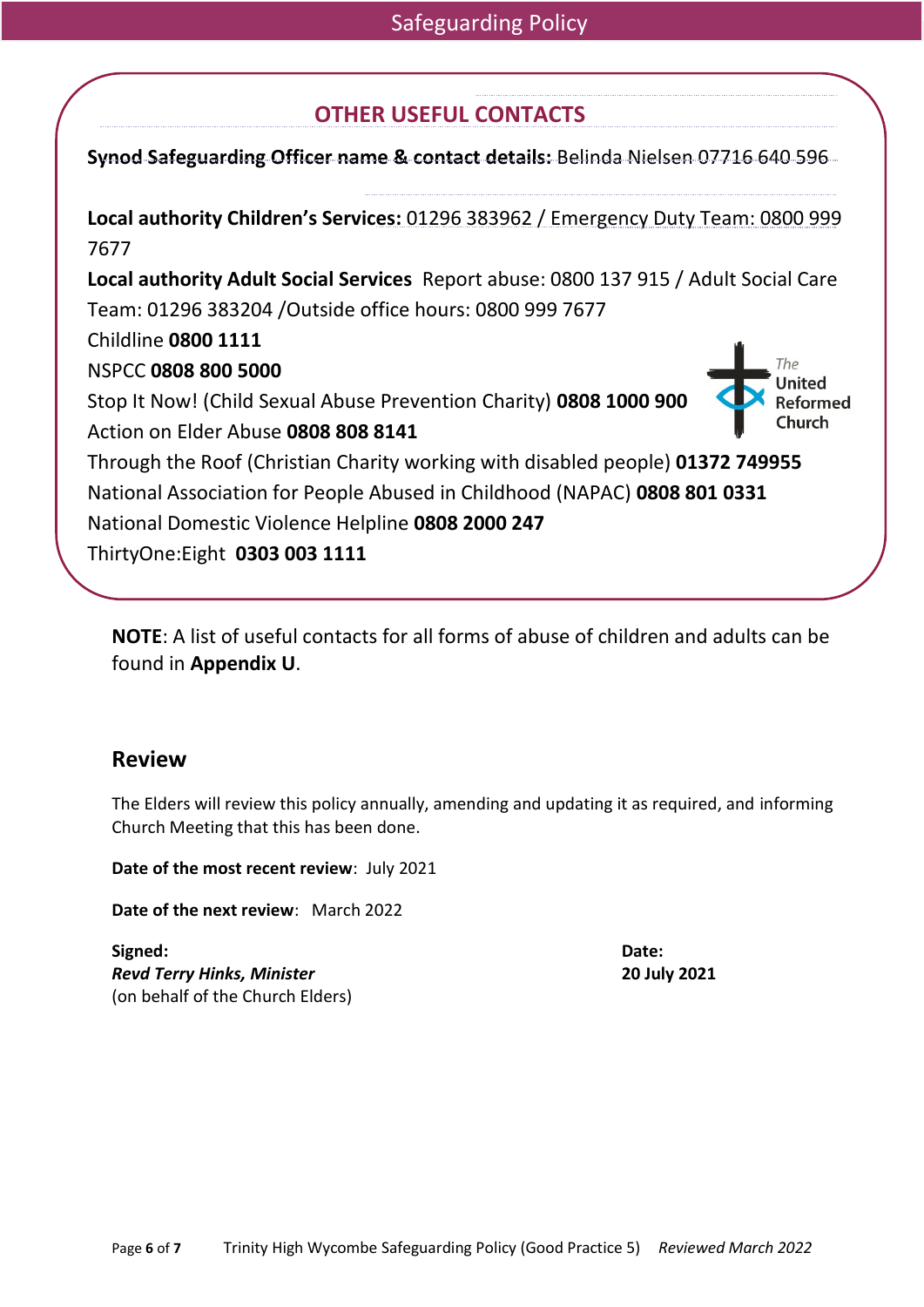## OTHER USEFUL CONTACTS

**Synod Safeguarding Officer name & contact details:** Belinda Nielsen 07716 640 596

**Local authority Children's Services:** 01296 383962 / Emergency Duty Team: 0800 999 7677

**Local authority Adult Social Services** Report abuse: 0800 137 915 / Adult Social Care Team: 01296 383204 /Outside office hours: 0800 999 7677

Childline **0800 1111**

NSPCC **0808 800 5000**

Stop It Now! (Child Sexual Abuse Prevention Charity) **0808 1000 900**

Action on Elder Abuse **0808 808 8141**

Through the Roof (Christian Charity working with disabled people) **01372 749955**

National Association for People Abused in Childhood (NAPAC) **0808 801 0331**

National Domestic Violence Helpline **0808 2000 247**

ThirtyOne:Eight **0303 003 1111**

**NOTE**: A list of useful contacts for all forms of abuse of children and adults can be found in **Appendix U**.

## Review

The Elders will review this policy annually, amending and updating it as required, and informing Church Meeting that this has been done.

**Date of the most recent review**: July 2021

**Date of the next review**: March 2022

**Signed:**
***Revd Terry Hinks, Minister***
(on behalf of the Church Elders)

**Date:**
**20 July 2021**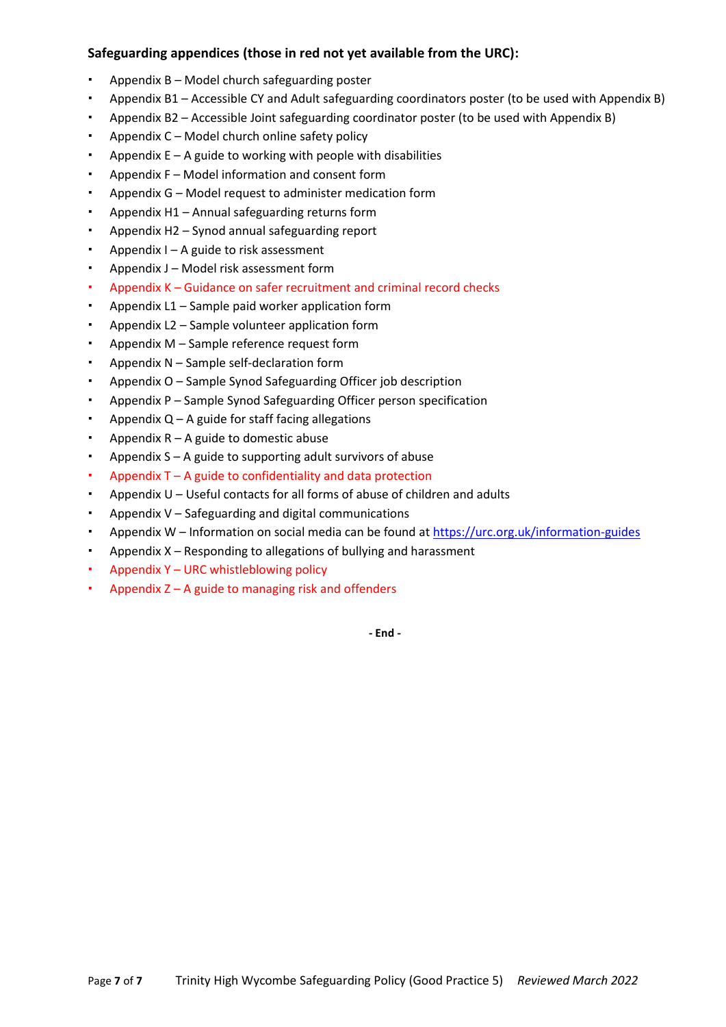**Safeguarding appendices (those in red not yet available from the URC):**

- Appendix B – Model church safeguarding poster
- Appendix B1 – Accessible CY and Adult safeguarding coordinators poster (to be used with Appendix B)
- Appendix B2 – Accessible Joint safeguarding coordinator poster (to be used with Appendix B)
- Appendix C – Model church online safety policy
- Appendix E – A guide to working with people with disabilities
- Appendix F – Model information and consent form
- Appendix G – Model request to administer medication form
- Appendix H1 – Annual safeguarding returns form
- Appendix H2 – Synod annual safeguarding report
- Appendix I – A guide to risk assessment
- Appendix J – Model risk assessment form
- Appendix K – Guidance on safer recruitment and criminal record checks
- Appendix L1 – Sample paid worker application form
- Appendix L2 – Sample volunteer application form
- Appendix M – Sample reference request form
- Appendix N – Sample self-declaration form
- Appendix O – Sample Synod Safeguarding Officer job description
- Appendix P – Sample Synod Safeguarding Officer person specification
- Appendix Q – A guide for staff facing allegations
- Appendix R – A guide to domestic abuse
- Appendix S – A guide to supporting adult survivors of abuse
- Appendix T – A guide to confidentiality and data protection
- Appendix U – Useful contacts for all forms of abuse of children and adults
- Appendix V – Safeguarding and digital communications
- Appendix W – Information on social media can be found at https://urc.org.uk/information-guides
- Appendix X – Responding to allegations of bullying and harassment
- Appendix Y – URC whistleblowing policy
- Appendix Z – A guide to managing risk and offenders

**- End -**